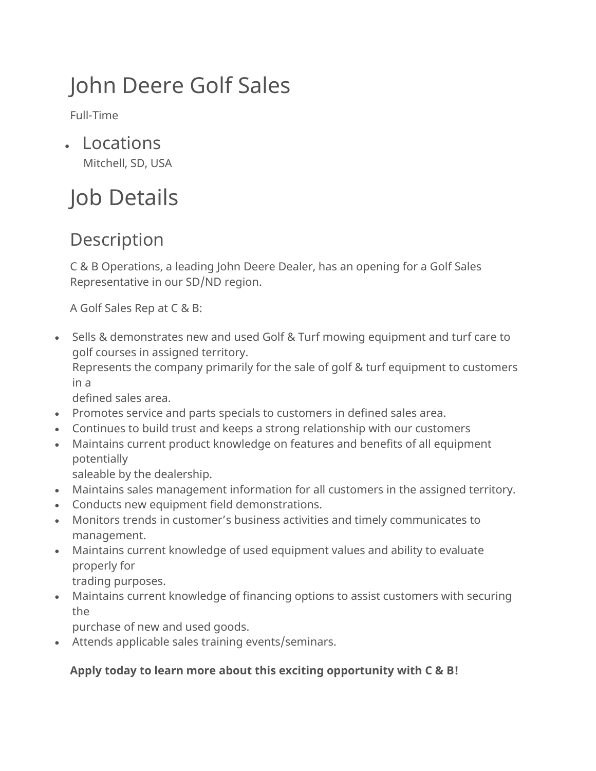# John Deere Golf Sales

Full-Time

- ## Locations
  Mitchell, SD, USA

# Job Details

## Description

C & B Operations, a leading John Deere Dealer, has an opening for a Golf Sales Representative in our SD/ND region.

A Golf Sales Rep at C & B:

- Sells & demonstrates new and used Golf & Turf mowing equipment and turf care to golf courses in assigned territory.
  Represents the company primarily for the sale of golf & turf equipment to customers in a defined sales area.
- Promotes service and parts specials to customers in defined sales area.
- Continues to build trust and keeps a strong relationship with our customers
- Maintains current product knowledge on features and benefits of all equipment potentially saleable by the dealership.
- Maintains sales management information for all customers in the assigned territory.
- Conducts new equipment field demonstrations.
- Monitors trends in customer's business activities and timely communicates to management.
- Maintains current knowledge of used equipment values and ability to evaluate properly for trading purposes.
- Maintains current knowledge of financing options to assist customers with securing the purchase of new and used goods.
- Attends applicable sales training events/seminars.

**Apply today to learn more about this exciting opportunity with C & B!**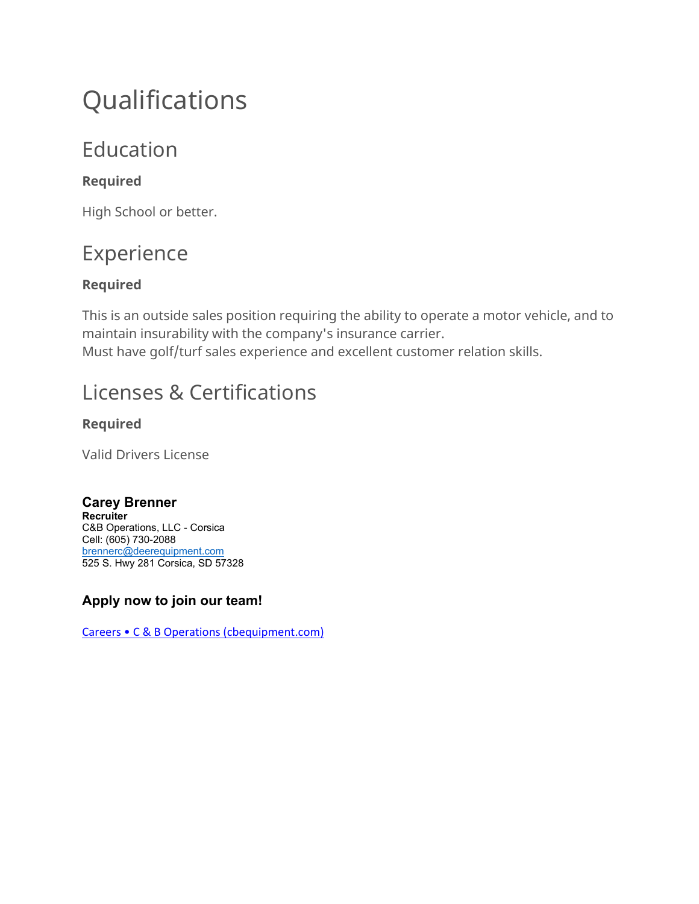# Qualifications

## Education

**Required**

High School or better.

## Experience

**Required**

This is an outside sales position requiring the ability to operate a motor vehicle, and to maintain insurability with the company's insurance carrier.
Must have golf/turf sales experience and excellent customer relation skills.

## Licenses & Certifications

**Required**

Valid Drivers License

**Carey Brenner**
**Recruiter**
C&B Operations, LLC - Corsica
Cell: (605) 730-2088
brennerc@deerequipment.com
525 S. Hwy 281 Corsica, SD 57328

**Apply now to join our team!**

Careers • C & B Operations (cbequipment.com)